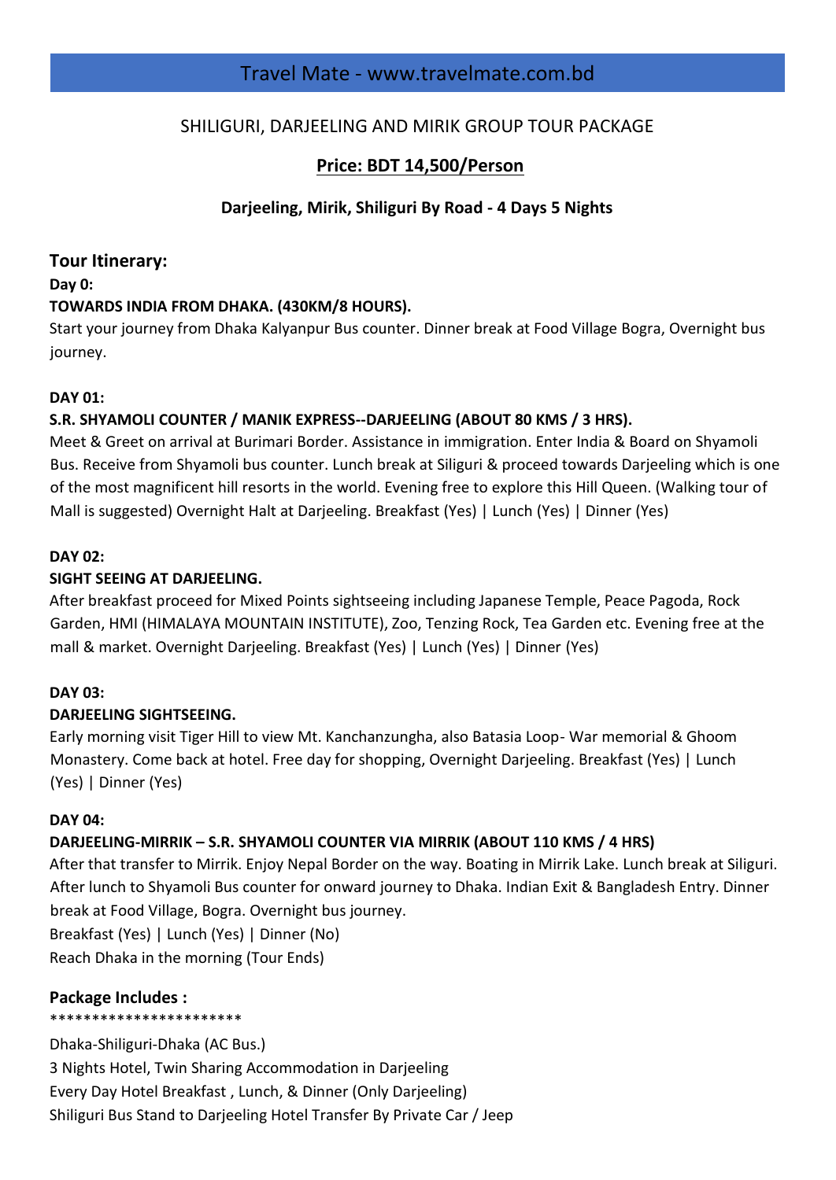# Travel Mate - www.travelmate.com.bd

## SHILIGURI, DARJEELING AND MIRIK GROUP TOUR PACKAGE

**Price: BDT 14,500/Person**

**Darjeeling, Mirik, Shiliguri By Road - 4 Days 5 Nights**

### Tour Itinerary:

**Day 0:**

**TOWARDS INDIA FROM DHAKA. (430KM/8 HOURS).**

Start your journey from Dhaka Kalyanpur Bus counter. Dinner break at Food Village Bogra, Overnight bus journey.

**DAY 01:**

**S.R. SHYAMOLI COUNTER / MANIK EXPRESS--DARJEELING (ABOUT 80 KMS / 3 HRS).**

Meet & Greet on arrival at Burimari Border. Assistance in immigration. Enter India & Board on Shyamoli Bus. Receive from Shyamoli bus counter. Lunch break at Siliguri & proceed towards Darjeeling which is one of the most magnificent hill resorts in the world. Evening free to explore this Hill Queen. (Walking tour of Mall is suggested) Overnight Halt at Darjeeling. Breakfast (Yes) | Lunch (Yes) | Dinner (Yes)

**DAY 02:**

**SIGHT SEEING AT DARJEELING.**

After breakfast proceed for Mixed Points sightseeing including Japanese Temple, Peace Pagoda, Rock Garden, HMI (HIMALAYA MOUNTAIN INSTITUTE), Zoo, Tenzing Rock, Tea Garden etc. Evening free at the mall & market. Overnight Darjeeling. Breakfast (Yes) | Lunch (Yes) | Dinner (Yes)

**DAY 03:**

**DARJEELING SIGHTSEEING.**

Early morning visit Tiger Hill to view Mt. Kanchanzungha, also Batasia Loop- War memorial & Ghoom Monastery. Come back at hotel. Free day for shopping, Overnight Darjeeling. Breakfast (Yes) | Lunch (Yes) | Dinner (Yes)

**DAY 04:**

**DARJEELING-MIRRIK – S.R. SHYAMOLI COUNTER VIA MIRRIK (ABOUT 110 KMS / 4 HRS)**

After that transfer to Mirrik. Enjoy Nepal Border on the way. Boating in Mirrik Lake. Lunch break at Siliguri. After lunch to Shyamoli Bus counter for onward journey to Dhaka. Indian Exit & Bangladesh Entry. Dinner break at Food Village, Bogra. Overnight bus journey.

Breakfast (Yes) | Lunch (Yes) | Dinner (No)

Reach Dhaka in the morning (Tour Ends)

### Package Includes :

***********************

Dhaka-Shiliguri-Dhaka (AC Bus.)

3 Nights Hotel, Twin Sharing Accommodation in Darjeeling

Every Day Hotel Breakfast , Lunch, & Dinner (Only Darjeeling)

Shiliguri Bus Stand to Darjeeling Hotel Transfer By Private Car / Jeep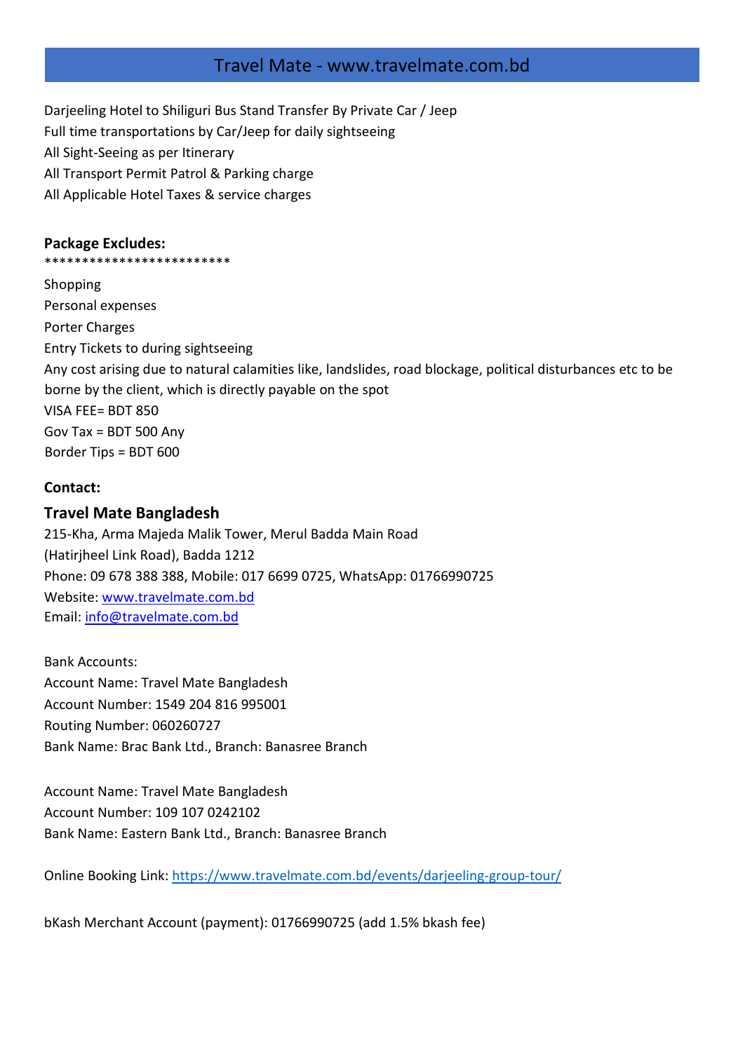Travel Mate - www.travelmate.com.bd

Darjeeling Hotel to Shiliguri Bus Stand Transfer By Private Car / Jeep
Full time transportations by Car/Jeep for daily sightseeing
All Sight-Seeing as per Itinerary
All Transport Permit Patrol & Parking charge
All Applicable Hotel Taxes & service charges

**Package Excludes:**
*************************

Shopping
Personal expenses
Porter Charges
Entry Tickets to during sightseeing
Any cost arising due to natural calamities like, landslides, road blockage, political disturbances etc to be borne by the client, which is directly payable on the spot
VISA FEE= BDT 850
Gov Tax = BDT 500 Any
Border Tips = BDT 600

**Contact:**

## Travel Mate Bangladesh

215-Kha, Arma Majeda Malik Tower, Merul Badda Main Road
(Hatirjheel Link Road), Badda 1212
Phone: 09 678 388 388, Mobile: 017 6699 0725, WhatsApp: 01766990725
Website: www.travelmate.com.bd
Email: info@travelmate.com.bd

Bank Accounts:
Account Name: Travel Mate Bangladesh
Account Number: 1549 204 816 995001
Routing Number: 060260727
Bank Name: Brac Bank Ltd., Branch: Banasree Branch

Account Name: Travel Mate Bangladesh
Account Number: 109 107 0242102
Bank Name: Eastern Bank Ltd., Branch: Banasree Branch

Online Booking Link: https://www.travelmate.com.bd/events/darjeeling-group-tour/

bKash Merchant Account (payment): 01766990725 (add 1.5% bkash fee)